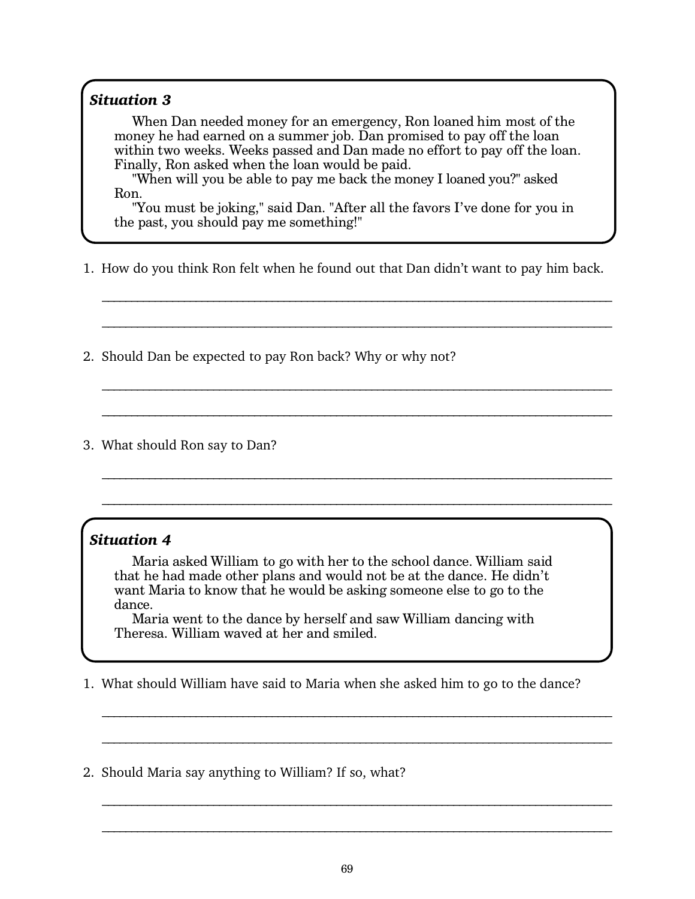### *Situation 3*

When Dan needed money for an emergency, Ron loaned him most of the money he had earned on a summer job. Dan promised to pay off the loan within two weeks. Weeks passed and Dan made no effort to pay off the loan. Finally, Ron asked when the loan would be paid.

"When will you be able to pay me back the money I loaned you?" asked Ron.

"You must be joking," said Dan. "After all the favors I've done for you in the past, you should pay me something!"

1. How do you think Ron felt when he found out that Dan didn't want to pay him back.

_______________________________________________________________________________

_______________________________________________________________________________

2. Should Dan be expected to pay Ron back? Why or why not?

_______________________________________________________________________________

_______________________________________________________________________________

3. What should Ron say to Dan?

_______________________________________________________________________________

_______________________________________________________________________________

### *Situation 4*

Maria asked William to go with her to the school dance. William said that he had made other plans and would not be at the dance. He didn't want Maria to know that he would be asking someone else to go to the dance.

Maria went to the dance by herself and saw William dancing with Theresa. William waved at her and smiled.

1. What should William have said to Maria when she asked him to go to the dance?

_______________________________________________________________________________

_______________________________________________________________________________

2. Should Maria say anything to William? If so, what?

_______________________________________________________________________________

_______________________________________________________________________________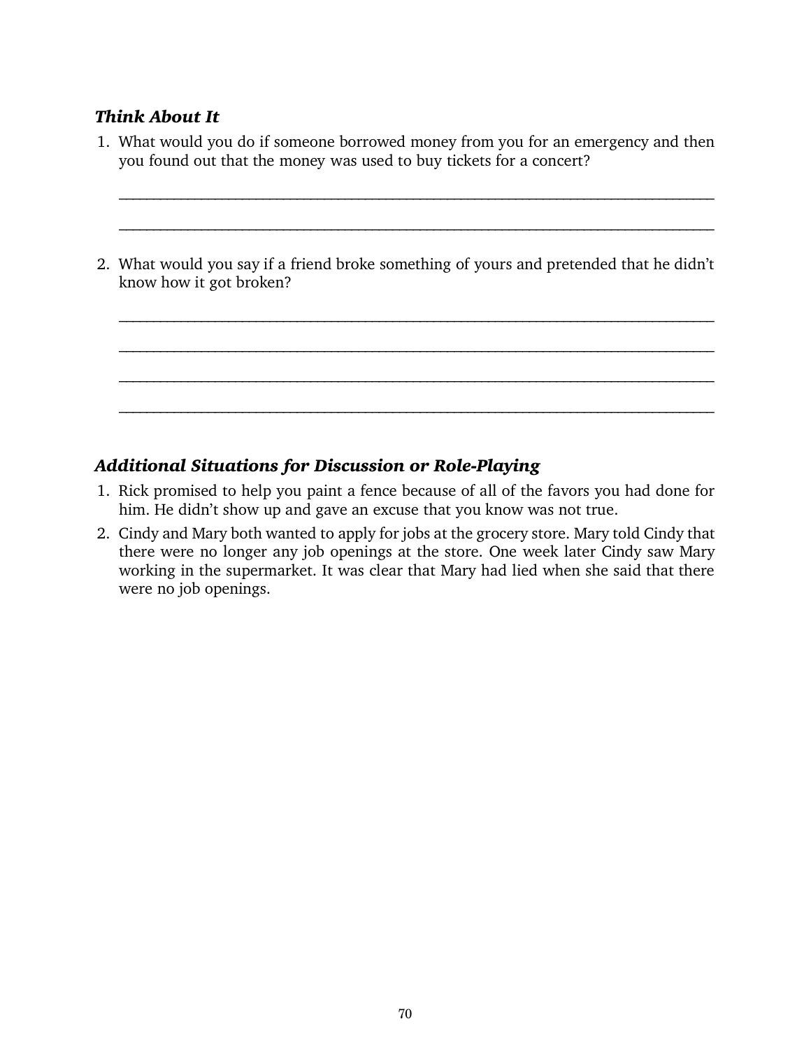### *Think About It*

1. What would you do if someone borrowed money from you for an emergency and then you found out that the money was used to buy tickets for a concert?

______________________________________________________________________________

______________________________________________________________________________

2. What would you say if a friend broke something of yours and pretended that he didn't know how it got broken?

______________________________________________________________________________

______________________________________________________________________________

______________________________________________________________________________

______________________________________________________________________________

### *Additional Situations for Discussion or Role-Playing*

1. Rick promised to help you paint a fence because of all of the favors you had done for him. He didn't show up and gave an excuse that you know was not true.
2. Cindy and Mary both wanted to apply for jobs at the grocery store. Mary told Cindy that there were no longer any job openings at the store. One week later Cindy saw Mary working in the supermarket. It was clear that Mary had lied when she said that there were no job openings.